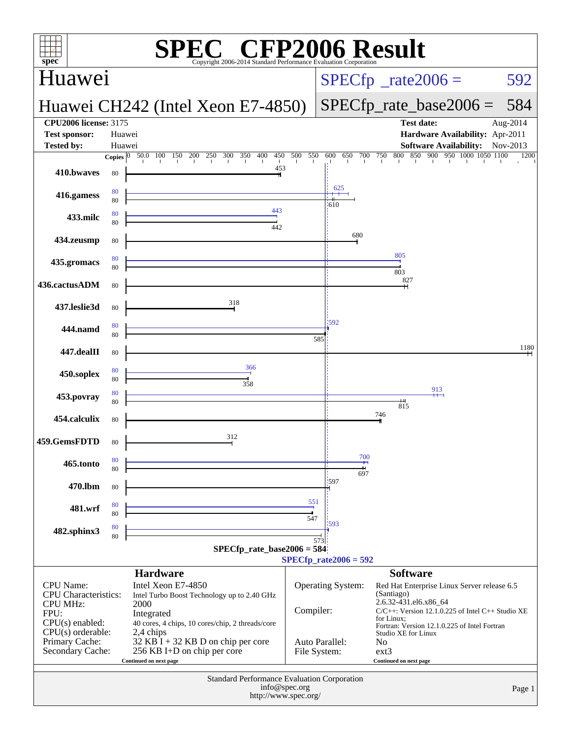# SPEC CFP2006 Result

Copyright 2006-2014 Standard Performance Evaluation Corporation

## Huawei

**Huawei CH242 (Intel Xeon E7-4850)**

SPECfp_rate2006 = 592

SPECfp_rate_base2006 = 584

| | | | |
|---|---|---|---|
| **CPU2006 license:** 3175 | | **Test date:** | Aug-2014 |
| **Test sponsor:** | Huawei | **Hardware Availability:** | Apr-2011 |
| **Tested by:** | Huawei | **Software Availability:** | Nov-2013 |

| Benchmark | Copies (peak) | Peak | Copies (base) | Base |
|---|---|---|---|---|
| 410.bwaves | | | 80 | 453 |
| 416.gamess | 80 | 625 | 80 | 610 |
| 433.milc | 80 | 443 | 80 | 442 |
| 434.zeusmp | | | 80 | 680 |
| 435.gromacs | 80 | 805 | 80 | 803 |
| 436.cactusADM | | | 80 | 827 |
| 437.leslie3d | | | 80 | 318 |
| 444.namd | 80 | 592 | 80 | 585 |
| 447.dealII | | | 80 | 1180 |
| 450.soplex | 80 | 366 | 80 | 358 |
| 453.povray | 80 | 913 | 80 | 815 |
| 454.calculix | | | 80 | 746 |
| 459.GemsFDTD | | | 80 | 312 |
| 465.tonto | 80 | 700 | 80 | 697 |
| 470.lbm | | | 80 | 597 |
| 481.wrf | 80 | 551 | 80 | 547 |
| 482.sphinx3 | 80 | 593 | 80 | 573 |

SPECfp_rate_base2006 = 584

SPECfp_rate2006 = 592

### Hardware

| | |
|---|---|
| CPU Name: | Intel Xeon E7-4850 |
| CPU Characteristics: | Intel Turbo Boost Technology up to 2.40 GHz |
| CPU MHz: | 2000 |
| FPU: | Integrated |
| CPU(s) enabled: | 40 cores, 4 chips, 10 cores/chip, 2 threads/core |
| CPU(s) orderable: | 2,4 chips |
| Primary Cache: | 32 KB I + 32 KB D on chip per core |
| Secondary Cache: | 256 KB I+D on chip per core |

Continued on next page

### Software

| | |
|---|---|
| Operating System: | Red Hat Enterprise Linux Server release 6.5 (Santiago) 2.6.32-431.el6.x86_64 |
| Compiler: | C/C++: Version 12.1.0.225 of Intel C++ Studio XE for Linux; Fortran: Version 12.1.0.225 of Intel Fortran Studio XE for Linux |
| Auto Parallel: | No |
| File System: | ext3 |

Continued on next page

Standard Performance Evaluation Corporation
info@spec.org
http://www.spec.org/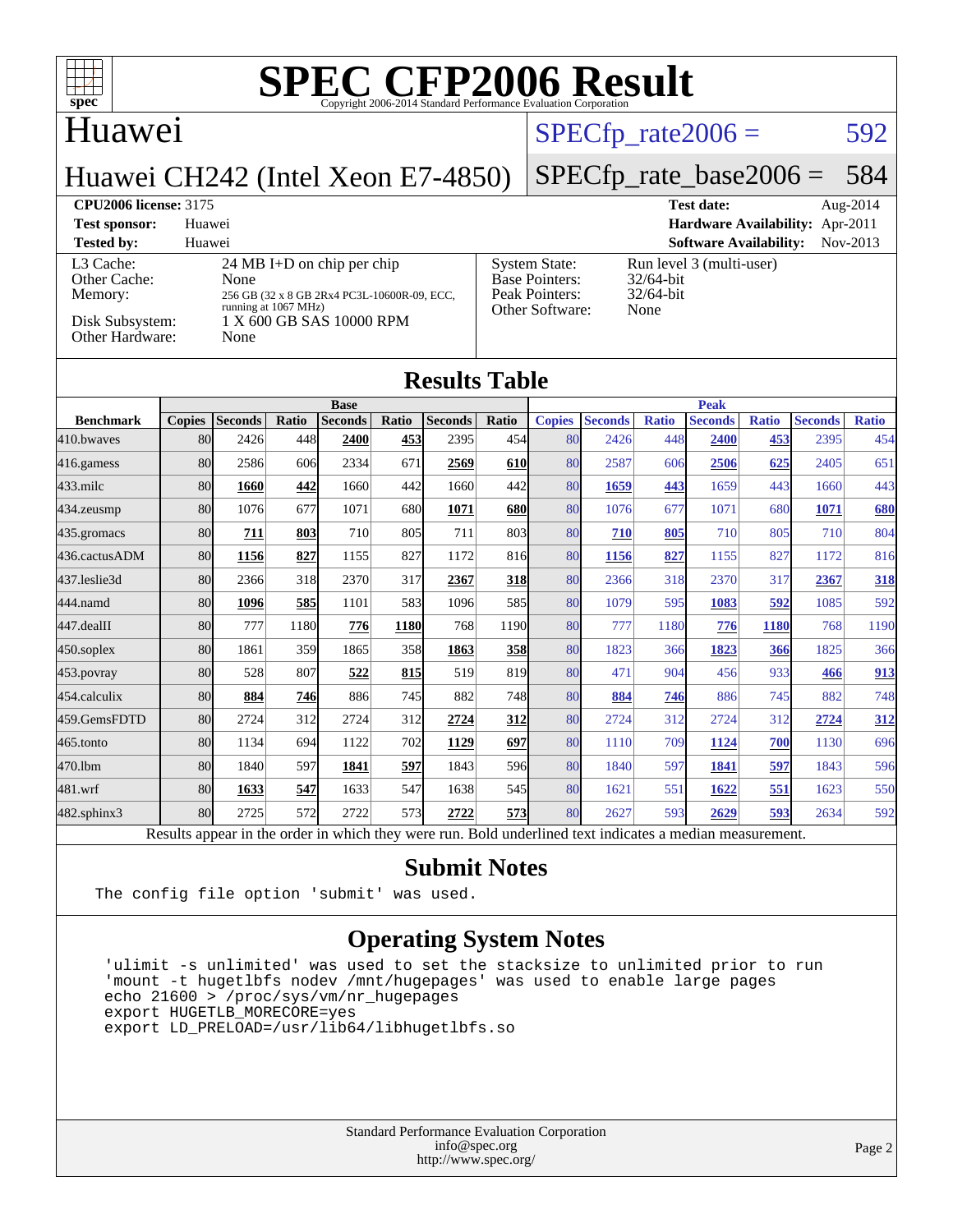# SPEC CFP2006 Result

Copyright 2006-2014 Standard Performance Evaluation Corporation

## Huawei

## Huawei CH242 (Intel Xeon E7-4850)

SPECfp_rate2006 = 592

SPECfp_rate_base2006 = 584

**CPU2006 license:** 3175
**Test sponsor:** Huawei
**Tested by:** Huawei

**Test date:** Aug-2014
**Hardware Availability:** Apr-2011
**Software Availability:** Nov-2013

| | |
|---|---|
| L3 Cache: | 24 MB I+D on chip per chip |
| Other Cache: | None |
| Memory: | 256 GB (32 x 8 GB 2Rx4 PC3L-10600R-09, ECC, running at 1067 MHz) |
| Disk Subsystem: | 1 X 600 GB SAS 10000 RPM |
| Other Hardware: | None |

| | |
|---|---|
| System State: | Run level 3 (multi-user) |
| Base Pointers: | 32/64-bit |
| Peak Pointers: | 32/64-bit |
| Other Software: | None |

## Results Table

| | Base | | | | | | | Peak | | | | | | |
|---|---|---|---|---|---|---|---|---|---|---|---|---|---|---|
| **Benchmark** | **Copies** | **Seconds** | **Ratio** | **Seconds** | **Ratio** | **Seconds** | **Ratio** | **Copies** | **Seconds** | **Ratio** | **Seconds** | **Ratio** | **Seconds** | **Ratio** |
| 410.bwaves | 80 | 2426 | 448 | **2400** | **453** | 2395 | 454 | 80 | 2426 | 448 | **2400** | **453** | 2395 | 454 |
| 416.gamess | 80 | 2586 | 606 | 2334 | 671 | **2569** | **610** | 80 | 2587 | 606 | **2506** | **625** | 2405 | 651 |
| 433.milc | 80 | **1660** | **442** | 1660 | 442 | 1660 | 442 | 80 | **1659** | **443** | 1659 | 443 | 1660 | 443 |
| 434.zeusmp | 80 | 1076 | 677 | 1071 | 680 | **1071** | **680** | 80 | 1076 | 677 | 1071 | 680 | **1071** | **680** |
| 435.gromacs | 80 | **711** | **803** | 710 | 805 | 711 | 803 | 80 | **710** | **805** | 710 | 805 | 710 | 804 |
| 436.cactusADM | 80 | **1156** | **827** | 1155 | 827 | 1172 | 816 | 80 | **1156** | **827** | 1155 | 827 | 1172 | 816 |
| 437.leslie3d | 80 | 2366 | 318 | 2370 | 317 | **2367** | **318** | 80 | 2366 | 318 | 2370 | 317 | **2367** | **318** |
| 444.namd | 80 | **1096** | **585** | 1101 | 583 | 1096 | 585 | 80 | 1079 | 595 | **1083** | **592** | 1085 | 592 |
| 447.dealII | 80 | 777 | 1180 | **776** | **1180** | 768 | 1190 | 80 | 777 | 1180 | **776** | **1180** | 768 | 1190 |
| 450.soplex | 80 | 1861 | 359 | 1865 | 358 | **1863** | **358** | 80 | 1823 | 366 | **1823** | **366** | 1825 | 366 |
| 453.povray | 80 | 528 | 807 | **522** | **815** | 519 | 819 | 80 | 471 | 904 | 456 | 933 | **466** | **913** |
| 454.calculix | 80 | **884** | **746** | 886 | 745 | 882 | 748 | 80 | **884** | **746** | 886 | 745 | 882 | 748 |
| 459.GemsFDTD | 80 | 2724 | 312 | 2724 | 312 | **2724** | **312** | 80 | 2724 | 312 | 2724 | 312 | **2724** | **312** |
| 465.tonto | 80 | 1134 | 694 | 1122 | 702 | **1129** | **697** | 80 | 1110 | 709 | **1124** | **700** | 1130 | 696 |
| 470.lbm | 80 | 1840 | 597 | **1841** | **597** | 1843 | 596 | 80 | 1840 | 597 | **1841** | **597** | 1843 | 596 |
| 481.wrf | 80 | **1633** | **547** | 1633 | 547 | 1638 | 545 | 80 | 1621 | 551 | **1622** | **551** | 1623 | 550 |
| 482.sphinx3 | 80 | 2725 | 572 | 2722 | 573 | **2722** | **573** | 80 | 2627 | 593 | **2629** | **593** | 2634 | 592 |

Results appear in the order in which they were run. Bold underlined text indicates a median measurement.

## Submit Notes

```
The config file option 'submit' was used.
```

## Operating System Notes

```
'ulimit -s unlimited' was used to set the stacksize to unlimited prior to run
'mount -t hugetlbfs nodev /mnt/hugepages' was used to enable large pages
echo 21600 > /proc/sys/vm/nr_hugepages
export HUGETLB_MORECORE=yes
export LD_PRELOAD=/usr/lib64/libhugetlbfs.so
```

Standard Performance Evaluation Corporation
info@spec.org
http://www.spec.org/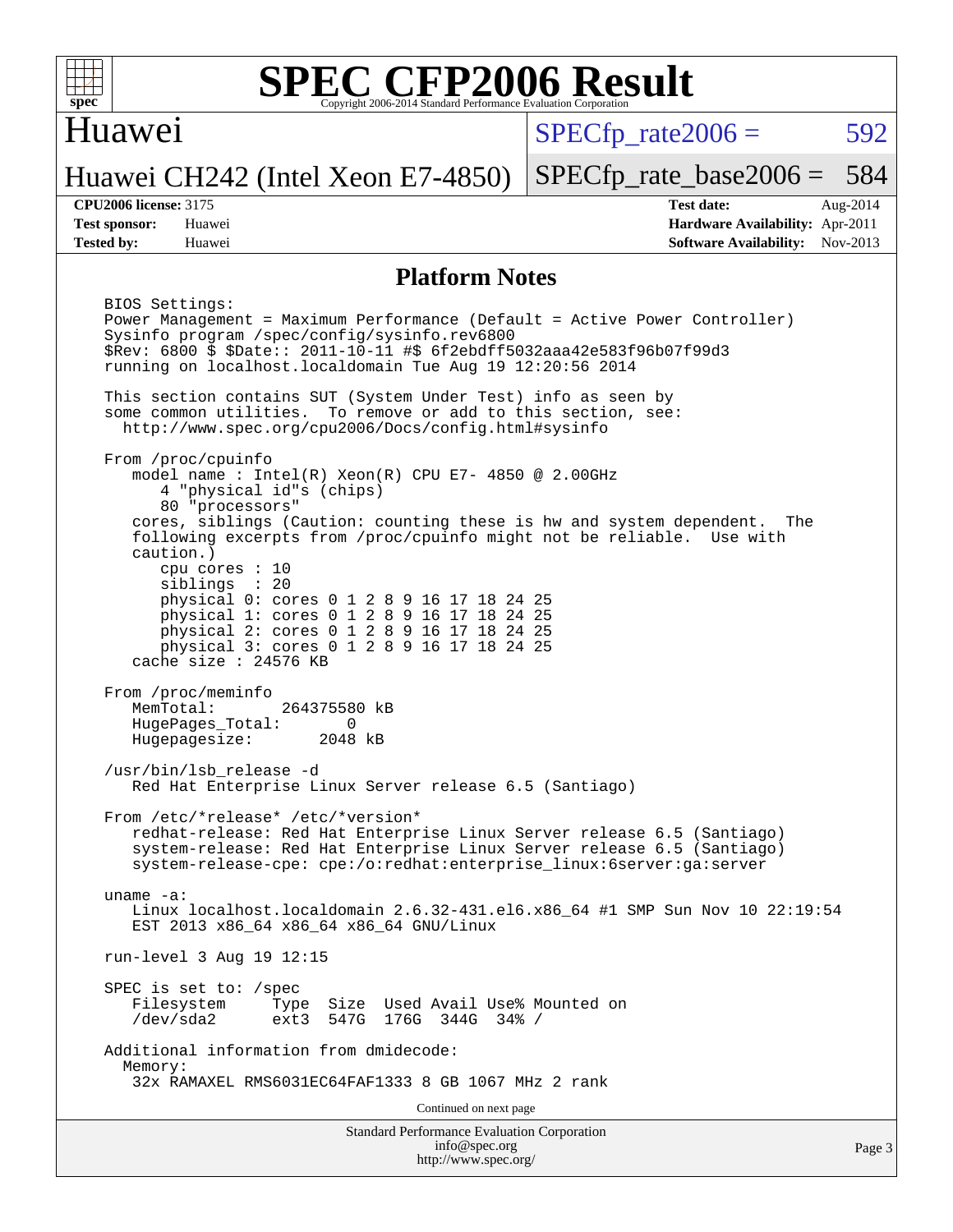# SPEC CFP2006 Result

Copyright 2006-2014 Standard Performance Evaluation Corporation

## Huawei

## Huawei CH242 (Intel Xeon E7-4850)

| | |
|---|---|
| SPECfp_rate2006 = | 592 |
| SPECfp_rate_base2006 = | 584 |

| | | | |
|---|---|---|---|
| **CPU2006 license:** | 3175 | **Test date:** | Aug-2014 |
| **Test sponsor:** | Huawei | **Hardware Availability:** | Apr-2011 |
| **Tested by:** | Huawei | **Software Availability:** | Nov-2013 |

### Platform Notes

```
BIOS Settings:
Power Management = Maximum Performance (Default = Active Power Controller)
Sysinfo program /spec/config/sysinfo.rev6800
$Rev: 6800 $ $Date:: 2011-10-11 #$ 6f2ebdff5032aaa42e583f96b07f99d3
running on localhost.localdomain Tue Aug 19 12:20:56 2014

This section contains SUT (System Under Test) info as seen by
some common utilities.  To remove or add to this section, see:
  http://www.spec.org/cpu2006/Docs/config.html#sysinfo

From /proc/cpuinfo
   model name : Intel(R) Xeon(R) CPU E7- 4850 @ 2.00GHz
      4 "physical id"s (chips)
      80 "processors"
   cores, siblings (Caution: counting these is hw and system dependent.  The
   following excerpts from /proc/cpuinfo might not be reliable.  Use with
   caution.)
      cpu cores : 10
      siblings  : 20
      physical 0: cores 0 1 2 8 9 16 17 18 24 25
      physical 1: cores 0 1 2 8 9 16 17 18 24 25
      physical 2: cores 0 1 2 8 9 16 17 18 24 25
      physical 3: cores 0 1 2 8 9 16 17 18 24 25
   cache size : 24576 KB

From /proc/meminfo
   MemTotal:       264375580 kB
   HugePages_Total:       0
   Hugepagesize:       2048 kB

/usr/bin/lsb_release -d
   Red Hat Enterprise Linux Server release 6.5 (Santiago)

From /etc/*release* /etc/*version*
   redhat-release: Red Hat Enterprise Linux Server release 6.5 (Santiago)
   system-release: Red Hat Enterprise Linux Server release 6.5 (Santiago)
   system-release-cpe: cpe:/o:redhat:enterprise_linux:6server:ga:server

uname -a:
   Linux localhost.localdomain 2.6.32-431.el6.x86_64 #1 SMP Sun Nov 10 22:19:54
   EST 2013 x86_64 x86_64 x86_64 GNU/Linux

run-level 3 Aug 19 12:15

SPEC is set to: /spec
   Filesystem     Type  Size  Used Avail Use% Mounted on
   /dev/sda2      ext3  547G  176G  344G  34% /

Additional information from dmidecode:
  Memory:
   32x RAMAXEL RMS6031EC64FAF1333 8 GB 1067 MHz 2 rank
```

Continued on next page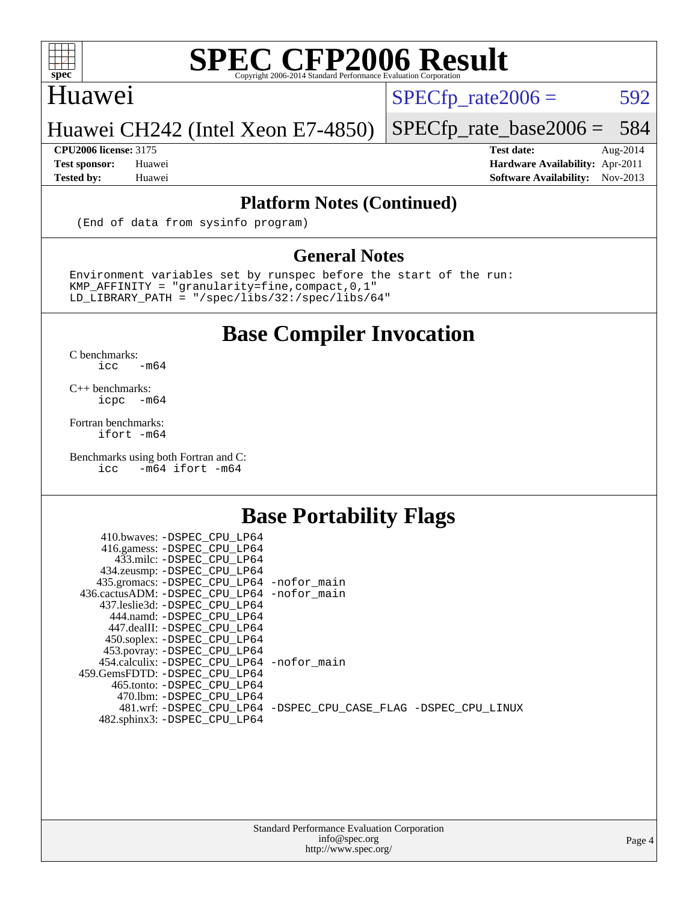# SPEC CFP2006 Result

Copyright 2006-2014 Standard Performance Evaluation Corporation

## Huawei

Huawei CH242 (Intel Xeon E7-4850)

SPECfp_rate2006 = 592

SPECfp_rate_base2006 = 584

**CPU2006 license:** 3175
**Test sponsor:** Huawei
**Tested by:** Huawei

**Test date:** Aug-2014
**Hardware Availability:** Apr-2011
**Software Availability:** Nov-2013

## Platform Notes (Continued)

```
(End of data from sysinfo program)
```

## General Notes

```
Environment variables set by runspec before the start of the run:
KMP_AFFINITY = "granularity=fine,compact,0,1"
LD_LIBRARY_PATH = "/spec/libs/32:/spec/libs/64"
```

## Base Compiler Invocation

C benchmarks:
```
icc   -m64
```

C++ benchmarks:
```
icpc  -m64
```

Fortran benchmarks:
```
ifort -m64
```

Benchmarks using both Fortran and C:
```
icc   -m64 ifort -m64
```

## Base Portability Flags

```
    410.bwaves: -DSPEC_CPU_LP64
    416.gamess: -DSPEC_CPU_LP64
      433.milc: -DSPEC_CPU_LP64
    434.zeusmp: -DSPEC_CPU_LP64
   435.gromacs: -DSPEC_CPU_LP64 -nofor_main
436.cactusADM: -DSPEC_CPU_LP64 -nofor_main
   437.leslie3d: -DSPEC_CPU_LP64
      444.namd: -DSPEC_CPU_LP64
    447.dealII: -DSPEC_CPU_LP64
    450.soplex: -DSPEC_CPU_LP64
    453.povray: -DSPEC_CPU_LP64
  454.calculix: -DSPEC_CPU_LP64 -nofor_main
459.GemsFDTD: -DSPEC_CPU_LP64
     465.tonto: -DSPEC_CPU_LP64
       470.lbm: -DSPEC_CPU_LP64
       481.wrf: -DSPEC_CPU_LP64 -DSPEC_CPU_CASE_FLAG -DSPEC_CPU_LINUX
   482.sphinx3: -DSPEC_CPU_LP64
```

Standard Performance Evaluation Corporation
info@spec.org
http://www.spec.org/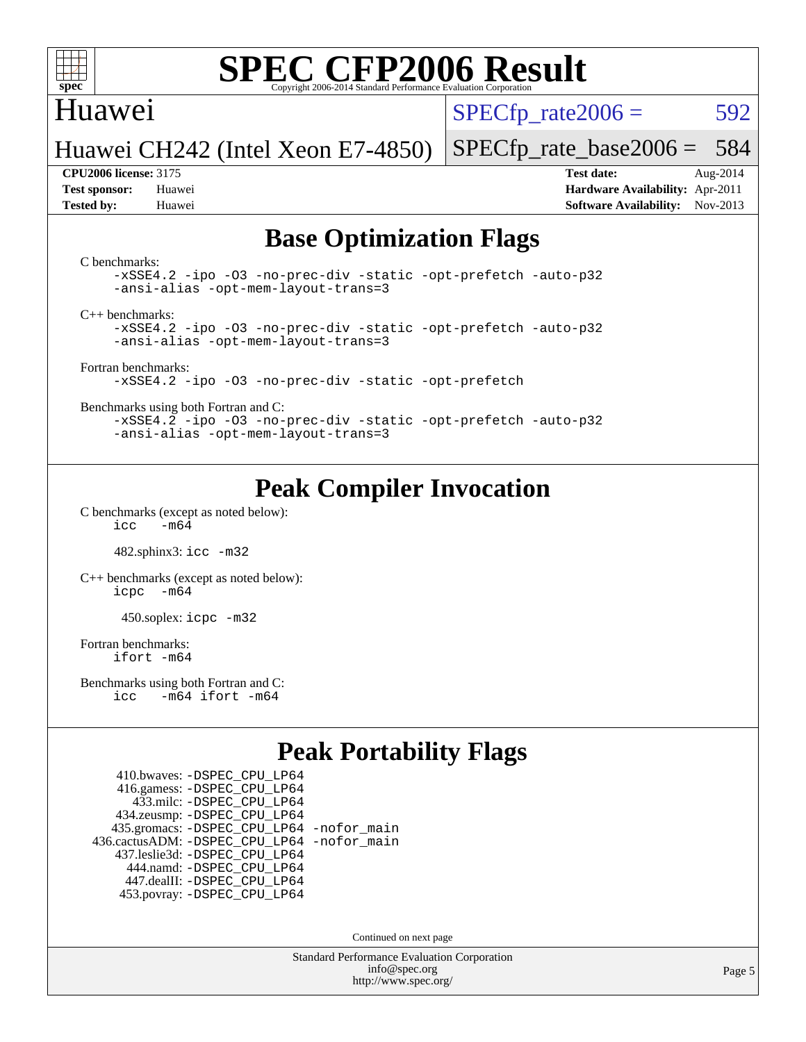## Base Optimization Flags

C benchmarks:

```
-xSSE4.2 -ipo -O3 -no-prec-div -static -opt-prefetch -auto-p32
-ansi-alias -opt-mem-layout-trans=3
```

C++ benchmarks:

```
-xSSE4.2 -ipo -O3 -no-prec-div -static -opt-prefetch -auto-p32
-ansi-alias -opt-mem-layout-trans=3
```

Fortran benchmarks:

```
-xSSE4.2 -ipo -O3 -no-prec-div -static -opt-prefetch
```

Benchmarks using both Fortran and C:

```
-xSSE4.2 -ipo -O3 -no-prec-div -static -opt-prefetch -auto-p32
-ansi-alias -opt-mem-layout-trans=3
```

## Peak Compiler Invocation

C benchmarks (except as noted below):

```
icc   -m64
```

482.sphinx3: `icc -m32`

C++ benchmarks (except as noted below):

```
icpc  -m64
```

450.soplex: `icpc -m32`

Fortran benchmarks:

```
ifort -m64
```

Benchmarks using both Fortran and C:

```
icc   -m64 ifort -m64
```

## Peak Portability Flags

410.bwaves: `-DSPEC_CPU_LP64`
416.gamess: `-DSPEC_CPU_LP64`
433.milc: `-DSPEC_CPU_LP64`
434.zeusmp: `-DSPEC_CPU_LP64`
435.gromacs: `-DSPEC_CPU_LP64 -nofor_main`
436.cactusADM: `-DSPEC_CPU_LP64 -nofor_main`
437.leslie3d: `-DSPEC_CPU_LP64`
444.namd: `-DSPEC_CPU_LP64`
447.dealII: `-DSPEC_CPU_LP64`
453.povray: `-DSPEC_CPU_LP64`

Continued on next page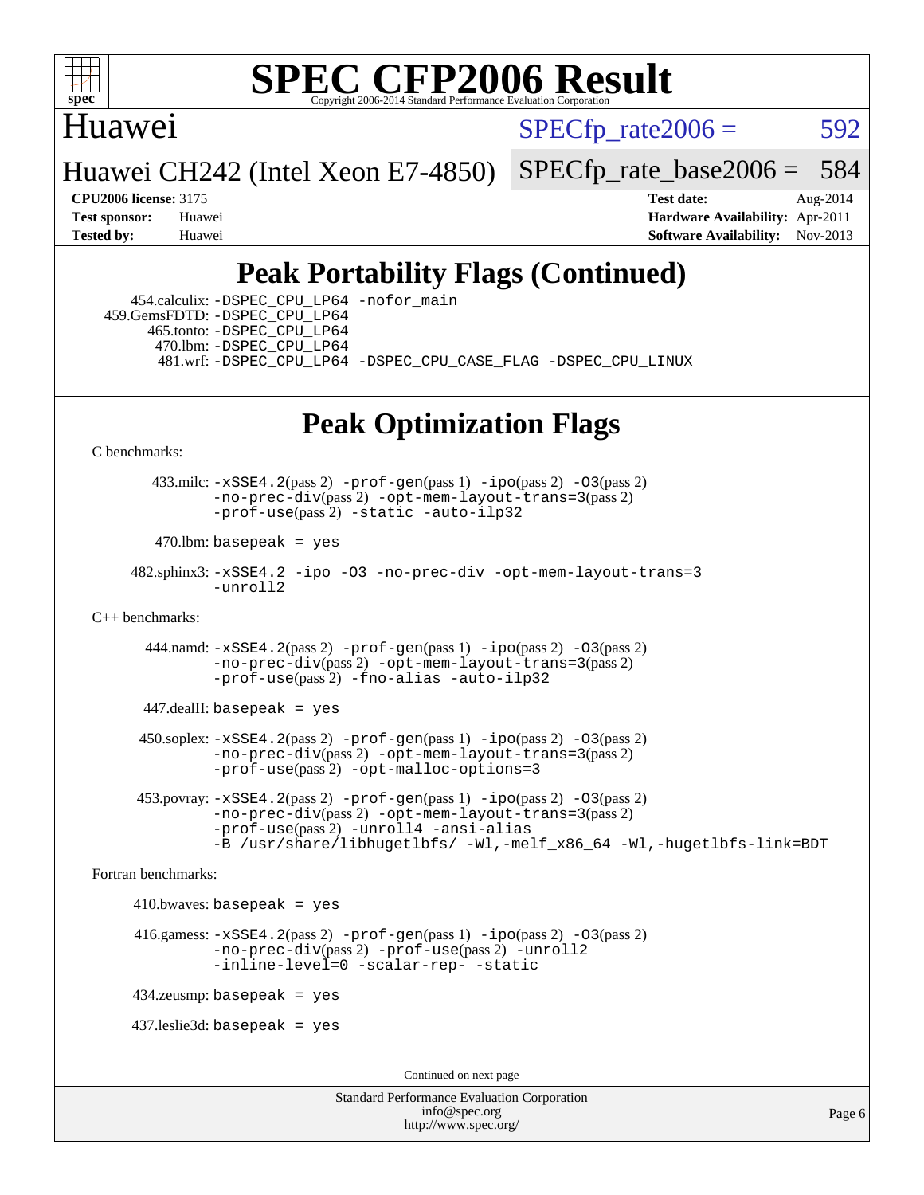# SPEC CFP2006 Result

Copyright 2006-2014 Standard Performance Evaluation Corporation

Huawei

Huawei CH242 (Intel Xeon E7-4850)

SPECfp_rate2006 = 592

SPECfp_rate_base2006 = 584

**CPU2006 license:** 3175
**Test sponsor:** Huawei
**Tested by:** Huawei

**Test date:** Aug-2014
**Hardware Availability:** Apr-2011
**Software Availability:** Nov-2013

## Peak Portability Flags (Continued)

454.calculix: -DSPEC_CPU_LP64 -nofor_main
459.GemsFDTD: -DSPEC_CPU_LP64
465.tonto: -DSPEC_CPU_LP64
470.lbm: -DSPEC_CPU_LP64
481.wrf: -DSPEC_CPU_LP64 -DSPEC_CPU_CASE_FLAG -DSPEC_CPU_LINUX

## Peak Optimization Flags

C benchmarks:

433.milc: -xSSE4.2(pass 2) -prof-gen(pass 1) -ipo(pass 2) -O3(pass 2) -no-prec-div(pass 2) -opt-mem-layout-trans=3(pass 2) -prof-use(pass 2) -static -auto-ilp32

470.lbm: basepeak = yes

482.sphinx3: -xSSE4.2 -ipo -O3 -no-prec-div -opt-mem-layout-trans=3 -unroll2

C++ benchmarks:

444.namd: -xSSE4.2(pass 2) -prof-gen(pass 1) -ipo(pass 2) -O3(pass 2) -no-prec-div(pass 2) -opt-mem-layout-trans=3(pass 2) -prof-use(pass 2) -fno-alias -auto-ilp32

447.dealII: basepeak = yes

450.soplex: -xSSE4.2(pass 2) -prof-gen(pass 1) -ipo(pass 2) -O3(pass 2) -no-prec-div(pass 2) -opt-mem-layout-trans=3(pass 2) -prof-use(pass 2) -opt-malloc-options=3

453.povray: -xSSE4.2(pass 2) -prof-gen(pass 1) -ipo(pass 2) -O3(pass 2) -no-prec-div(pass 2) -opt-mem-layout-trans=3(pass 2) -prof-use(pass 2) -unroll4 -ansi-alias -B /usr/share/libhugetlbfs/ -Wl,-melf_x86_64 -Wl,-hugetlbfs-link=BDT

Fortran benchmarks:

410.bwaves: basepeak = yes

416.gamess: -xSSE4.2(pass 2) -prof-gen(pass 1) -ipo(pass 2) -O3(pass 2) -no-prec-div(pass 2) -prof-use(pass 2) -unroll2 -inline-level=0 -scalar-rep- -static

434.zeusmp: basepeak = yes

437.leslie3d: basepeak = yes

Continued on next page

Standard Performance Evaluation Corporation
info@spec.org
http://www.spec.org/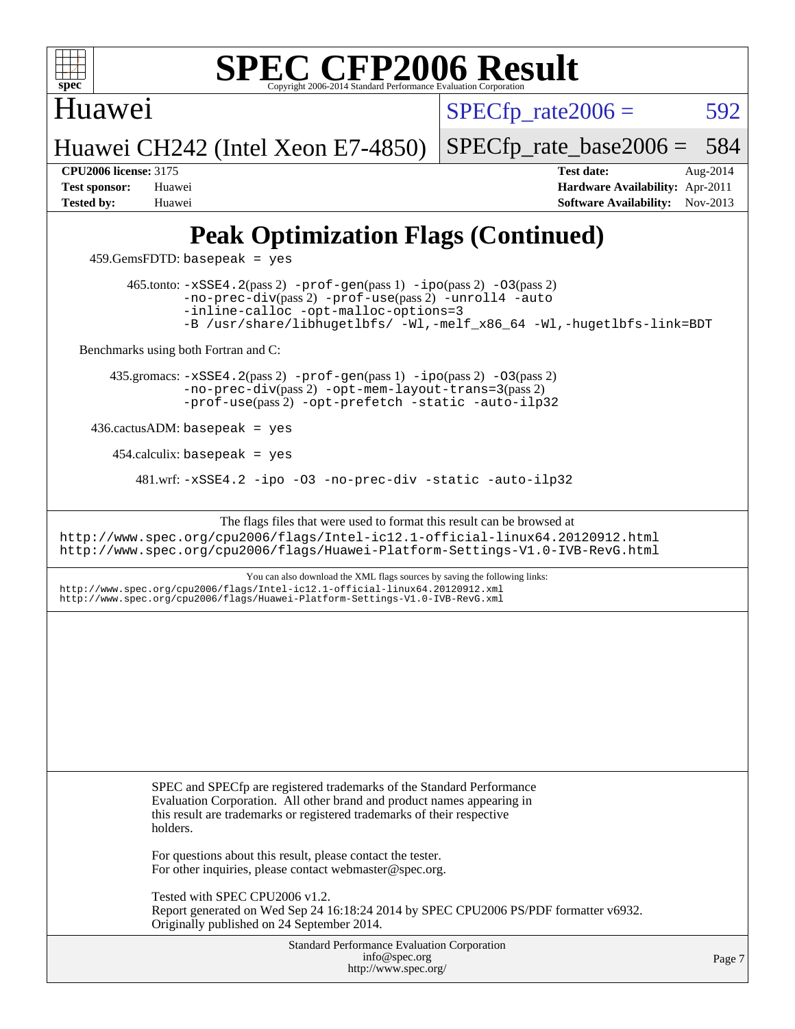# Peak Optimization Flags (Continued)

459.GemsFDTD: basepeak = yes

465.tonto: -xSSE4.2(pass 2) -prof-gen(pass 1) -ipo(pass 2) -O3(pass 2) -no-prec-div(pass 2) -prof-use(pass 2) -unroll4 -auto -inline-calloc -opt-malloc-options=3 -B /usr/share/libhugetlbfs/ -Wl,-melf_x86_64 -Wl,-hugetlbfs-link=BDT

Benchmarks using both Fortran and C:

435.gromacs: -xSSE4.2(pass 2) -prof-gen(pass 1) -ipo(pass 2) -O3(pass 2) -no-prec-div(pass 2) -opt-mem-layout-trans=3(pass 2) -prof-use(pass 2) -opt-prefetch -static -auto-ilp32

436.cactusADM: basepeak = yes

454.calculix: basepeak = yes

481.wrf: -xSSE4.2 -ipo -O3 -no-prec-div -static -auto-ilp32

The flags files that were used to format this result can be browsed at
http://www.spec.org/cpu2006/flags/Intel-ic12.1-official-linux64.20120912.html
http://www.spec.org/cpu2006/flags/Huawei-Platform-Settings-V1.0-IVB-RevG.html

You can also download the XML flags sources by saving the following links:
http://www.spec.org/cpu2006/flags/Intel-ic12.1-official-linux64.20120912.xml
http://www.spec.org/cpu2006/flags/Huawei-Platform-Settings-V1.0-IVB-RevG.xml

SPEC and SPECfp are registered trademarks of the Standard Performance Evaluation Corporation. All other brand and product names appearing in this result are trademarks or registered trademarks of their respective holders.

For questions about this result, please contact the tester.
For other inquiries, please contact webmaster@spec.org.

Tested with SPEC CPU2006 v1.2.
Report generated on Wed Sep 24 16:18:24 2014 by SPEC CPU2006 PS/PDF formatter v6932.
Originally published on 24 September 2014.